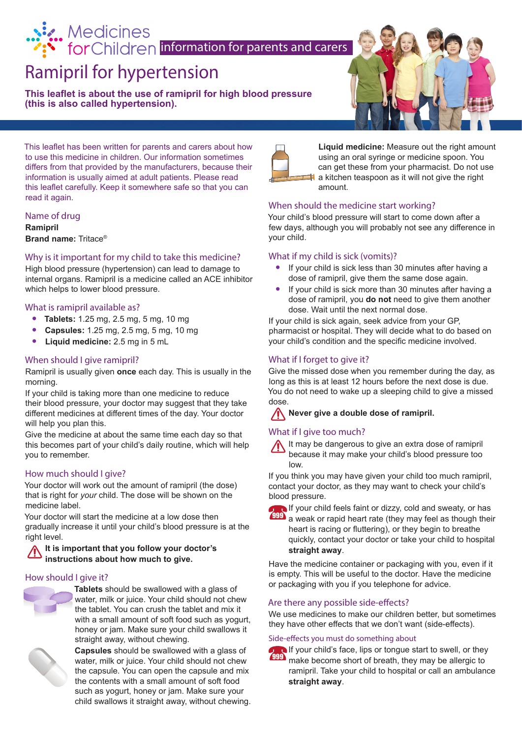Medicines for Children information for parents and carers

# Ramipril for hypertension

**This leaflet is about the use of ramipril for high blood pressure (this is also called hypertension).**

This leaflet has been written for parents and carers about how to use this medicine in children. Our information sometimes differs from that provided by the manufacturers, because their information is usually aimed at adult patients. Please read this leaflet carefully. Keep it somewhere safe so that you can read it again.

## Name of drug

**Ramipril**
**Brand name:** Tritace®

## Why is it important for my child to take this medicine?

High blood pressure (hypertension) can lead to damage to internal organs. Ramipril is a medicine called an ACE inhibitor which helps to lower blood pressure.

## What is ramipril available as?

- **Tablets:** 1.25 mg, 2.5 mg, 5 mg, 10 mg
- **Capsules:** 1.25 mg, 2.5 mg, 5 mg, 10 mg
- **Liquid medicine:** 2.5 mg in 5 mL

## When should I give ramipril?

Ramipril is usually given **once** each day. This is usually in the morning.

If your child is taking more than one medicine to reduce their blood pressure, your doctor may suggest that they take different medicines at different times of the day. Your doctor will help you plan this.

Give the medicine at about the same time each day so that this becomes part of your child's daily routine, which will help you to remember.

## How much should I give?

Your doctor will work out the amount of ramipril (the dose) that is right for *your* child. The dose will be shown on the medicine label.

Your doctor will start the medicine at a low dose then gradually increase it until your child's blood pressure is at the right level.

**It is important that you follow your doctor's instructions about how much to give.**

## How should I give it?

**Tablets** should be swallowed with a glass of water, milk or juice. Your child should not chew the tablet. You can crush the tablet and mix it with a small amount of soft food such as yogurt, honey or jam. Make sure your child swallows it straight away, without chewing.

**Capsules** should be swallowed with a glass of water, milk or juice. Your child should not chew the capsule. You can open the capsule and mix the contents with a small amount of soft food such as yogurt, honey or jam. Make sure your child swallows it straight away, without chewing.

**Liquid medicine:** Measure out the right amount using an oral syringe or medicine spoon. You can get these from your pharmacist. Do not use a kitchen teaspoon as it will not give the right amount.

## When should the medicine start working?

Your child's blood pressure will start to come down after a few days, although you will probably not see any difference in your child.

## What if my child is sick (vomits)?

- If your child is sick less than 30 minutes after having a dose of ramipril, give them the same dose again.
- If your child is sick more than 30 minutes after having a dose of ramipril, you **do not** need to give them another dose. Wait until the next normal dose.

If your child is sick again, seek advice from your GP, pharmacist or hospital. They will decide what to do based on your child's condition and the specific medicine involved.

## What if I forget to give it?

Give the missed dose when you remember during the day, as long as this is at least 12 hours before the next dose is due.

You do not need to wake up a sleeping child to give a missed dose.

**Never give a double dose of ramipril.**

## What if I give too much?

It may be dangerous to give an extra dose of ramipril because it may make your child's blood pressure too low.

If you think you may have given your child too much ramipril, contact your doctor, as they may want to check your child's blood pressure.

If your child feels faint or dizzy, cold and sweaty, or has a weak or rapid heart rate (they may feel as though their heart is racing or fluttering), or they begin to breathe quickly, contact your doctor or take your child to hospital **straight away**.

Have the medicine container or packaging with you, even if it is empty. This will be useful to the doctor. Have the medicine or packaging with you if you telephone for advice.

## Are there any possible side-effects?

We use medicines to make our children better, but sometimes they have other effects that we don't want (side-effects).

### Side-effects you must do something about

If your child's face, lips or tongue start to swell, or they make become short of breath, they may be allergic to ramipril. Take your child to hospital or call an ambulance **straight away**.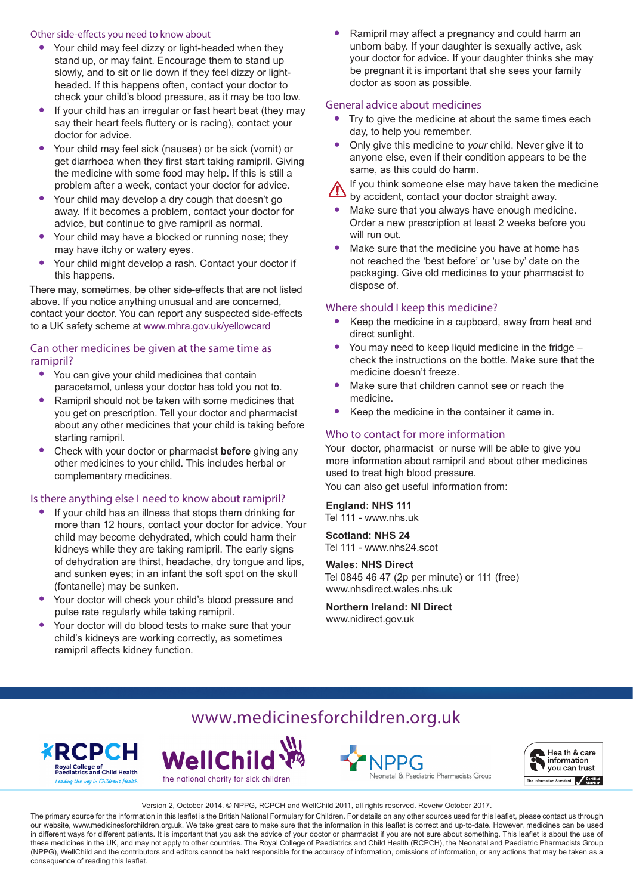## Other side-effects you need to know about

- Your child may feel dizzy or light-headed when they stand up, or may faint. Encourage them to stand up slowly, and to sit or lie down if they feel dizzy or light-headed. If this happens often, contact your doctor to check your child's blood pressure, as it may be too low.
- If your child has an irregular or fast heart beat (they may say their heart feels fluttery or is racing), contact your doctor for advice.
- Your child may feel sick (nausea) or be sick (vomit) or get diarrhoea when they first start taking ramipril. Giving the medicine with some food may help. If this is still a problem after a week, contact your doctor for advice.
- Your child may develop a dry cough that doesn't go away. If it becomes a problem, contact your doctor for advice, but continue to give ramipril as normal.
- Your child may have a blocked or running nose; they may have itchy or watery eyes.
- Your child might develop a rash. Contact your doctor if this happens.

There may, sometimes, be other side-effects that are not listed above. If you notice anything unusual and are concerned, contact your doctor. You can report any suspected side-effects to a UK safety scheme at www.mhra.gov.uk/yellowcard

## Can other medicines be given at the same time as ramipril?

- You can give your child medicines that contain paracetamol, unless your doctor has told you not to.
- Ramipril should not be taken with some medicines that you get on prescription. Tell your doctor and pharmacist about any other medicines that your child is taking before starting ramipril.
- Check with your doctor or pharmacist **before** giving any other medicines to your child. This includes herbal or complementary medicines.

## Is there anything else I need to know about ramipril?

- If your child has an illness that stops them drinking for more than 12 hours, contact your doctor for advice. Your child may become dehydrated, which could harm their kidneys while they are taking ramipril. The early signs of dehydration are thirst, headache, dry tongue and lips, and sunken eyes; in an infant the soft spot on the skull (fontanelle) may be sunken.
- Your doctor will check your child's blood pressure and pulse rate regularly while taking ramipril.
- Your doctor will do blood tests to make sure that your child's kidneys are working correctly, as sometimes ramipril affects kidney function.
- Ramipril may affect a pregnancy and could harm an unborn baby. If your daughter is sexually active, ask your doctor for advice. If your daughter thinks she may be pregnant it is important that she sees your family doctor as soon as possible.

## General advice about medicines

- Try to give the medicine at about the same times each day, to help you remember.
- Only give this medicine to *your* child. Never give it to anyone else, even if their condition appears to be the same, as this could do harm.

⚠ If you think someone else may have taken the medicine by accident, contact your doctor straight away.

- Make sure that you always have enough medicine. Order a new prescription at least 2 weeks before you will run out.
- Make sure that the medicine you have at home has not reached the 'best before' or 'use by' date on the packaging. Give old medicines to your pharmacist to dispose of.

## Where should I keep this medicine?

- Keep the medicine in a cupboard, away from heat and direct sunlight.
- You may need to keep liquid medicine in the fridge – check the instructions on the bottle. Make sure that the medicine doesn't freeze.
- Make sure that children cannot see or reach the medicine.
- Keep the medicine in the container it came in.

## Who to contact for more information

Your doctor, pharmacist or nurse will be able to give you more information about ramipril and about other medicines used to treat high blood pressure.

You can also get useful information from:

**England: NHS 111**
Tel 111 - www.nhs.uk

**Scotland: NHS 24**
Tel 111 - www.nhs24.scot

**Wales: NHS Direct**
Tel 0845 46 47 (2p per minute) or 111 (free)
www.nhsdirect.wales.nhs.uk

**Northern Ireland: NI Direct**
www.nidirect.gov.uk

www.medicinesforchildren.org.uk

RCPCH Royal College of Paediatrics and Child Health — Leading the way in Children's Health

WellChild — the national charity for sick children

NPPG — Neonatal & Paediatric Pharmacists Group

Health & care information you can trust — The Information Standard — Certified Member

Version 2, October 2014. © NPPG, RCPCH and WellChild 2011, all rights reserved. Reveiw October 2017.

The primary source for the information in this leaflet is the British National Formulary for Children. For details on any other sources used for this leaflet, please contact us through our website, www.medicinesforchildren.org.uk. We take great care to make sure that the information in this leaflet is correct and up-to-date. However, medicines can be used in different ways for different patients. It is important that you ask the advice of your doctor or pharmacist if you are not sure about something. This leaflet is about the use of these medicines in the UK, and may not apply to other countries. The Royal College of Paediatrics and Child Health (RCPCH), the Neonatal and Paediatric Pharmacists Group (NPPG), WellChild and the contributors and editors cannot be held responsible for the accuracy of information, omissions of information, or any actions that may be taken as a consequence of reading this leaflet.